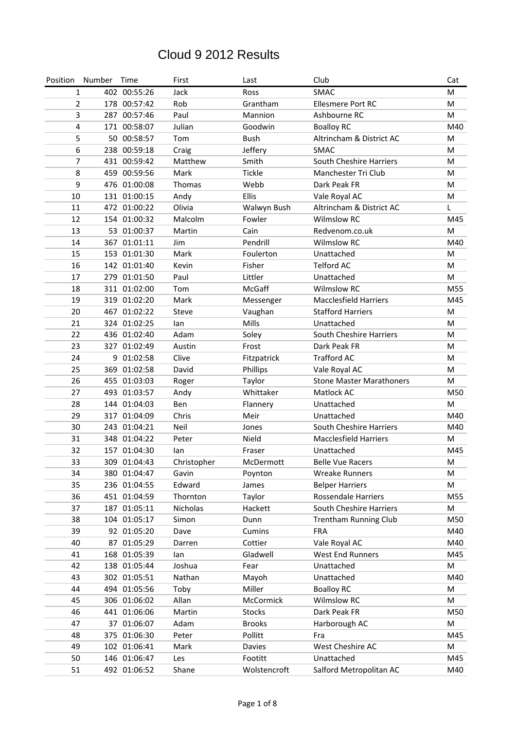# Cloud 9 2012 Results

| Position | Number | Time | First | Last | Club | Cat |
|---|---|---|---|---|---|---|
| 1 | 402 | 00:55:26 | Jack | Ross | SMAC | M |
| 2 | 178 | 00:57:42 | Rob | Grantham | Ellesmere Port RC | M |
| 3 | 287 | 00:57:46 | Paul | Mannion | Ashbourne RC | M |
| 4 | 171 | 00:58:07 | Julian | Goodwin | Boalloy RC | M40 |
| 5 | 50 | 00:58:57 | Tom | Bush | Altrincham & District AC | M |
| 6 | 238 | 00:59:18 | Craig | Jeffery | SMAC | M |
| 7 | 431 | 00:59:42 | Matthew | Smith | South Cheshire Harriers | M |
| 8 | 459 | 00:59:56 | Mark | Tickle | Manchester Tri Club | M |
| 9 | 476 | 01:00:08 | Thomas | Webb | Dark Peak FR | M |
| 10 | 131 | 01:00:15 | Andy | Ellis | Vale Royal AC | M |
| 11 | 472 | 01:00:22 | Olivia | Walwyn Bush | Altrincham & District AC | L |
| 12 | 154 | 01:00:32 | Malcolm | Fowler | Wilmslow RC | M45 |
| 13 | 53 | 01:00:37 | Martin | Cain | Redvenom.co.uk | M |
| 14 | 367 | 01:01:11 | Jim | Pendrill | Wilmslow RC | M40 |
| 15 | 153 | 01:01:30 | Mark | Foulerton | Unattached | M |
| 16 | 142 | 01:01:40 | Kevin | Fisher | Telford AC | M |
| 17 | 279 | 01:01:50 | Paul | Littler | Unattached | M |
| 18 | 311 | 01:02:00 | Tom | McGaff | Wilmslow RC | M55 |
| 19 | 319 | 01:02:20 | Mark | Messenger | Macclesfield Harriers | M45 |
| 20 | 467 | 01:02:22 | Steve | Vaughan | Stafford Harriers | M |
| 21 | 324 | 01:02:25 | Ian | Mills | Unattached | M |
| 22 | 436 | 01:02:40 | Adam | Soley | South Cheshire Harriers | M |
| 23 | 327 | 01:02:49 | Austin | Frost | Dark Peak FR | M |
| 24 | 9 | 01:02:58 | Clive | Fitzpatrick | Trafford AC | M |
| 25 | 369 | 01:02:58 | David | Phillips | Vale Royal AC | M |
| 26 | 455 | 01:03:03 | Roger | Taylor | Stone Master Marathoners | M |
| 27 | 493 | 01:03:57 | Andy | Whittaker | Matlock AC | M50 |
| 28 | 144 | 01:04:03 | Ben | Flannery | Unattached | M |
| 29 | 317 | 01:04:09 | Chris | Meir | Unattached | M40 |
| 30 | 243 | 01:04:21 | Neil | Jones | South Cheshire Harriers | M40 |
| 31 | 348 | 01:04:22 | Peter | Nield | Macclesfield Harriers | M |
| 32 | 157 | 01:04:30 | Ian | Fraser | Unattached | M45 |
| 33 | 309 | 01:04:43 | Christopher | McDermott | Belle Vue Racers | M |
| 34 | 380 | 01:04:47 | Gavin | Poynton | Wreake Runners | M |
| 35 | 236 | 01:04:55 | Edward | James | Belper Harriers | M |
| 36 | 451 | 01:04:59 | Thornton | Taylor | Rossendale Harriers | M55 |
| 37 | 187 | 01:05:11 | Nicholas | Hackett | South Cheshire Harriers | M |
| 38 | 104 | 01:05:17 | Simon | Dunn | Trentham Running Club | M50 |
| 39 | 92 | 01:05:20 | Dave | Cumins | FRA | M40 |
| 40 | 87 | 01:05:29 | Darren | Cottier | Vale Royal AC | M40 |
| 41 | 168 | 01:05:39 | Ian | Gladwell | West End Runners | M45 |
| 42 | 138 | 01:05:44 | Joshua | Fear | Unattached | M |
| 43 | 302 | 01:05:51 | Nathan | Mayoh | Unattached | M40 |
| 44 | 494 | 01:05:56 | Toby | Miller | Boalloy RC | M |
| 45 | 306 | 01:06:02 | Allan | McCormick | Wilmslow RC | M |
| 46 | 441 | 01:06:06 | Martin | Stocks | Dark Peak FR | M50 |
| 47 | 37 | 01:06:07 | Adam | Brooks | Harborough AC | M |
| 48 | 375 | 01:06:30 | Peter | Pollitt | Fra | M45 |
| 49 | 102 | 01:06:41 | Mark | Davies | West Cheshire AC | M |
| 50 | 146 | 01:06:47 | Les | Footitt | Unattached | M45 |
| 51 | 492 | 01:06:52 | Shane | Wolstencroft | Salford Metropolitan AC | M40 |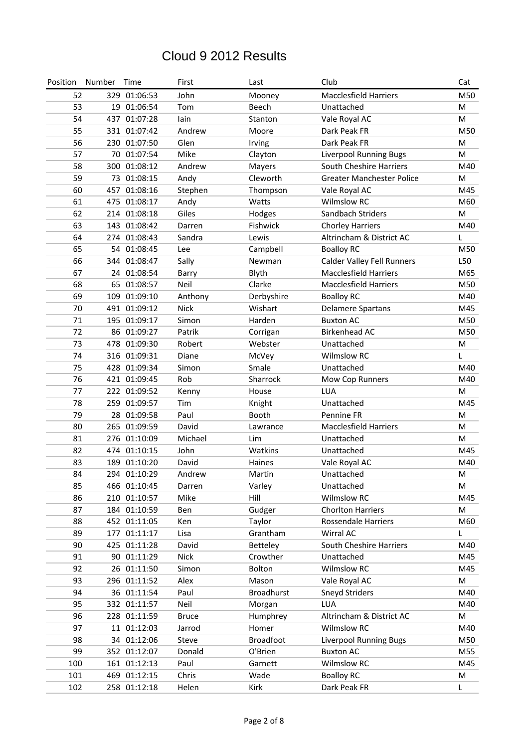# Cloud 9 2012 Results

| Position | Number | Time | First | Last | Club | Cat |
|---|---|---|---|---|---|---|
| 52 | 329 | 01:06:53 | John | Mooney | Macclesfield Harriers | M50 |
| 53 | 19 | 01:06:54 | Tom | Beech | Unattached | M |
| 54 | 437 | 01:07:28 | Iain | Stanton | Vale Royal AC | M |
| 55 | 331 | 01:07:42 | Andrew | Moore | Dark Peak FR | M50 |
| 56 | 230 | 01:07:50 | Glen | Irving | Dark Peak FR | M |
| 57 | 70 | 01:07:54 | Mike | Clayton | Liverpool Running Bugs | M |
| 58 | 300 | 01:08:12 | Andrew | Mayers | South Cheshire Harriers | M40 |
| 59 | 73 | 01:08:15 | Andy | Cleworth | Greater Manchester Police | M |
| 60 | 457 | 01:08:16 | Stephen | Thompson | Vale Royal AC | M45 |
| 61 | 475 | 01:08:17 | Andy | Watts | Wilmslow RC | M60 |
| 62 | 214 | 01:08:18 | Giles | Hodges | Sandbach Striders | M |
| 63 | 143 | 01:08:42 | Darren | Fishwick | Chorley Harriers | M40 |
| 64 | 274 | 01:08:43 | Sandra | Lewis | Altrincham & District AC | L |
| 65 | 54 | 01:08:45 | Lee | Campbell | Boalloy RC | M50 |
| 66 | 344 | 01:08:47 | Sally | Newman | Calder Valley Fell Runners | L50 |
| 67 | 24 | 01:08:54 | Barry | Blyth | Macclesfield Harriers | M65 |
| 68 | 65 | 01:08:57 | Neil | Clarke | Macclesfield Harriers | M50 |
| 69 | 109 | 01:09:10 | Anthony | Derbyshire | Boalloy RC | M40 |
| 70 | 491 | 01:09:12 | Nick | Wishart | Delamere Spartans | M45 |
| 71 | 195 | 01:09:17 | Simon | Harden | Buxton AC | M50 |
| 72 | 86 | 01:09:27 | Patrik | Corrigan | Birkenhead AC | M50 |
| 73 | 478 | 01:09:30 | Robert | Webster | Unattached | M |
| 74 | 316 | 01:09:31 | Diane | McVey | Wilmslow RC | L |
| 75 | 428 | 01:09:34 | Simon | Smale | Unattached | M40 |
| 76 | 421 | 01:09:45 | Rob | Sharrock | Mow Cop Runners | M40 |
| 77 | 222 | 01:09:52 | Kenny | House | LUA | M |
| 78 | 259 | 01:09:57 | Tim | Knight | Unattached | M45 |
| 79 | 28 | 01:09:58 | Paul | Booth | Pennine FR | M |
| 80 | 265 | 01:09:59 | David | Lawrance | Macclesfield Harriers | M |
| 81 | 276 | 01:10:09 | Michael | Lim | Unattached | M |
| 82 | 474 | 01:10:15 | John | Watkins | Unattached | M45 |
| 83 | 189 | 01:10:20 | David | Haines | Vale Royal AC | M40 |
| 84 | 294 | 01:10:29 | Andrew | Martin | Unattached | M |
| 85 | 466 | 01:10:45 | Darren | Varley | Unattached | M |
| 86 | 210 | 01:10:57 | Mike | Hill | Wilmslow RC | M45 |
| 87 | 184 | 01:10:59 | Ben | Gudger | Chorlton Harriers | M |
| 88 | 452 | 01:11:05 | Ken | Taylor | Rossendale Harriers | M60 |
| 89 | 177 | 01:11:17 | Lisa | Grantham | Wirral AC | L |
| 90 | 425 | 01:11:28 | David | Betteley | South Cheshire Harriers | M40 |
| 91 | 90 | 01:11:29 | Nick | Crowther | Unattached | M45 |
| 92 | 26 | 01:11:50 | Simon | Bolton | Wilmslow RC | M45 |
| 93 | 296 | 01:11:52 | Alex | Mason | Vale Royal AC | M |
| 94 | 36 | 01:11:54 | Paul | Broadhurst | Sneyd Striders | M40 |
| 95 | 332 | 01:11:57 | Neil | Morgan | LUA | M40 |
| 96 | 228 | 01:11:59 | Bruce | Humphrey | Altrincham & District AC | M |
| 97 | 11 | 01:12:03 | Jarrod | Homer | Wilmslow RC | M40 |
| 98 | 34 | 01:12:06 | Steve | Broadfoot | Liverpool Running Bugs | M50 |
| 99 | 352 | 01:12:07 | Donald | O'Brien | Buxton AC | M55 |
| 100 | 161 | 01:12:13 | Paul | Garnett | Wilmslow RC | M45 |
| 101 | 469 | 01:12:15 | Chris | Wade | Boalloy RC | M |
| 102 | 258 | 01:12:18 | Helen | Kirk | Dark Peak FR | L |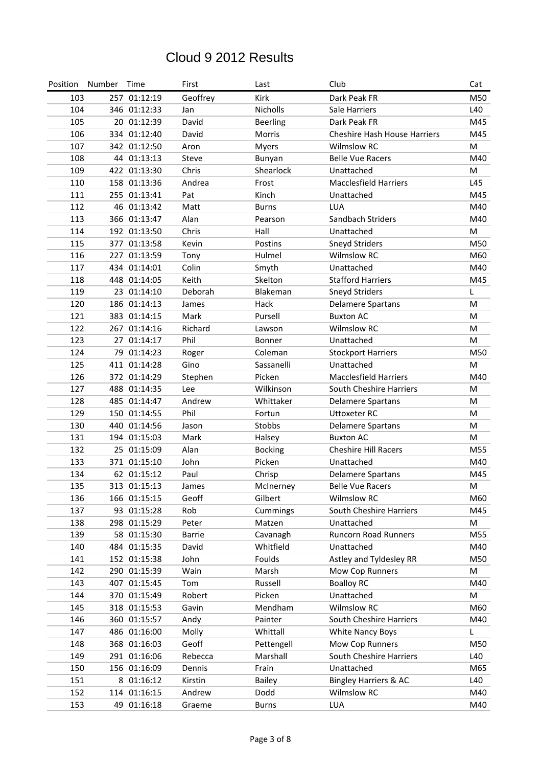# Cloud 9 2012 Results

| Position | Number | Time | First | Last | Club | Cat |
|---|---|---|---|---|---|---|
| 103 | 257 | 01:12:19 | Geoffrey | Kirk | Dark Peak FR | M50 |
| 104 | 346 | 01:12:33 | Jan | Nicholls | Sale Harriers | L40 |
| 105 | 20 | 01:12:39 | David | Beerling | Dark Peak FR | M45 |
| 106 | 334 | 01:12:40 | David | Morris | Cheshire Hash House Harriers | M45 |
| 107 | 342 | 01:12:50 | Aron | Myers | Wilmslow RC | M |
| 108 | 44 | 01:13:13 | Steve | Bunyan | Belle Vue Racers | M40 |
| 109 | 422 | 01:13:30 | Chris | Shearlock | Unattached | M |
| 110 | 158 | 01:13:36 | Andrea | Frost | Macclesfield Harriers | L45 |
| 111 | 255 | 01:13:41 | Pat | Kinch | Unattached | M45 |
| 112 | 46 | 01:13:42 | Matt | Burns | LUA | M40 |
| 113 | 366 | 01:13:47 | Alan | Pearson | Sandbach Striders | M40 |
| 114 | 192 | 01:13:50 | Chris | Hall | Unattached | M |
| 115 | 377 | 01:13:58 | Kevin | Postins | Sneyd Striders | M50 |
| 116 | 227 | 01:13:59 | Tony | Hulmel | Wilmslow RC | M60 |
| 117 | 434 | 01:14:01 | Colin | Smyth | Unattached | M40 |
| 118 | 448 | 01:14:05 | Keith | Skelton | Stafford Harriers | M45 |
| 119 | 23 | 01:14:10 | Deborah | Blakeman | Sneyd Striders | L |
| 120 | 186 | 01:14:13 | James | Hack | Delamere Spartans | M |
| 121 | 383 | 01:14:15 | Mark | Pursell | Buxton AC | M |
| 122 | 267 | 01:14:16 | Richard | Lawson | Wilmslow RC | M |
| 123 | 27 | 01:14:17 | Phil | Bonner | Unattached | M |
| 124 | 79 | 01:14:23 | Roger | Coleman | Stockport Harriers | M50 |
| 125 | 411 | 01:14:28 | Gino | Sassanelli | Unattached | M |
| 126 | 372 | 01:14:29 | Stephen | Picken | Macclesfield Harriers | M40 |
| 127 | 488 | 01:14:35 | Lee | Wilkinson | South Cheshire Harriers | M |
| 128 | 485 | 01:14:47 | Andrew | Whittaker | Delamere Spartans | M |
| 129 | 150 | 01:14:55 | Phil | Fortun | Uttoxeter RC | M |
| 130 | 440 | 01:14:56 | Jason | Stobbs | Delamere Spartans | M |
| 131 | 194 | 01:15:03 | Mark | Halsey | Buxton AC | M |
| 132 | 25 | 01:15:09 | Alan | Bocking | Cheshire Hill Racers | M55 |
| 133 | 371 | 01:15:10 | John | Picken | Unattached | M40 |
| 134 | 62 | 01:15:12 | Paul | Chrisp | Delamere Spartans | M45 |
| 135 | 313 | 01:15:13 | James | McInerney | Belle Vue Racers | M |
| 136 | 166 | 01:15:15 | Geoff | Gilbert | Wilmslow RC | M60 |
| 137 | 93 | 01:15:28 | Rob | Cummings | South Cheshire Harriers | M45 |
| 138 | 298 | 01:15:29 | Peter | Matzen | Unattached | M |
| 139 | 58 | 01:15:30 | Barrie | Cavanagh | Runcorn Road Runners | M55 |
| 140 | 484 | 01:15:35 | David | Whitfield | Unattached | M40 |
| 141 | 152 | 01:15:38 | John | Foulds | Astley and Tyldesley RR | M50 |
| 142 | 290 | 01:15:39 | Wain | Marsh | Mow Cop Runners | M |
| 143 | 407 | 01:15:45 | Tom | Russell | Boalloy RC | M40 |
| 144 | 370 | 01:15:49 | Robert | Picken | Unattached | M |
| 145 | 318 | 01:15:53 | Gavin | Mendham | Wilmslow RC | M60 |
| 146 | 360 | 01:15:57 | Andy | Painter | South Cheshire Harriers | M40 |
| 147 | 486 | 01:16:00 | Molly | Whittall | White Nancy Boys | L |
| 148 | 368 | 01:16:03 | Geoff | Pettengell | Mow Cop Runners | M50 |
| 149 | 291 | 01:16:06 | Rebecca | Marshall | South Cheshire Harriers | L40 |
| 150 | 156 | 01:16:09 | Dennis | Frain | Unattached | M65 |
| 151 | 8 | 01:16:12 | Kirstin | Bailey | Bingley Harriers & AC | L40 |
| 152 | 114 | 01:16:15 | Andrew | Dodd | Wilmslow RC | M40 |
| 153 | 49 | 01:16:18 | Graeme | Burns | LUA | M40 |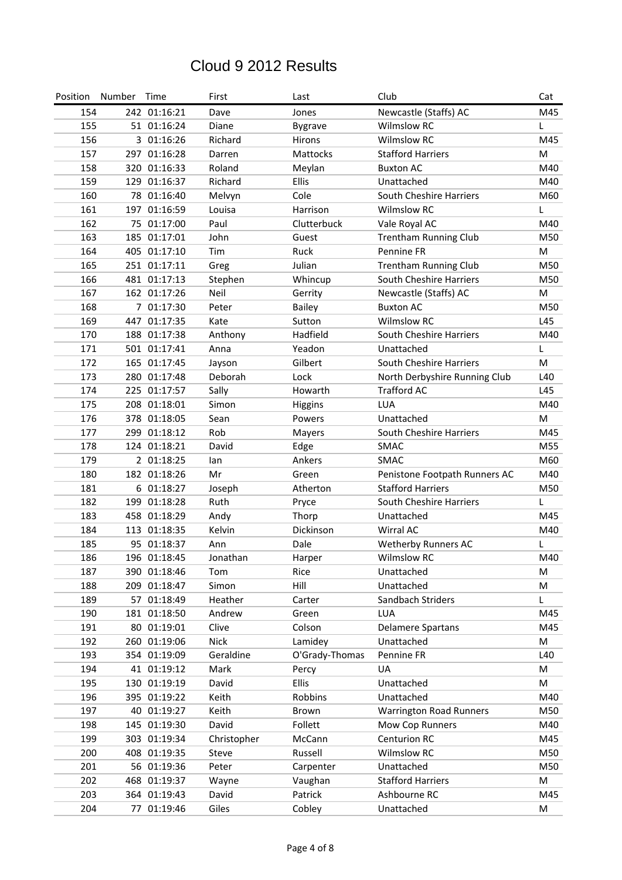# Cloud 9 2012 Results

| Position | Number | Time | First | Last | Club | Cat |
|---|---|---|---|---|---|---|
| 154 | 242 | 01:16:21 | Dave | Jones | Newcastle (Staffs) AC | M45 |
| 155 | 51 | 01:16:24 | Diane | Bygrave | Wilmslow RC | L |
| 156 | 3 | 01:16:26 | Richard | Hirons | Wilmslow RC | M45 |
| 157 | 297 | 01:16:28 | Darren | Mattocks | Stafford Harriers | M |
| 158 | 320 | 01:16:33 | Roland | Meylan | Buxton AC | M40 |
| 159 | 129 | 01:16:37 | Richard | Ellis | Unattached | M40 |
| 160 | 78 | 01:16:40 | Melvyn | Cole | South Cheshire Harriers | M60 |
| 161 | 197 | 01:16:59 | Louisa | Harrison | Wilmslow RC | L |
| 162 | 75 | 01:17:00 | Paul | Clutterbuck | Vale Royal AC | M40 |
| 163 | 185 | 01:17:01 | John | Guest | Trentham Running Club | M50 |
| 164 | 405 | 01:17:10 | Tim | Ruck | Pennine FR | M |
| 165 | 251 | 01:17:11 | Greg | Julian | Trentham Running Club | M50 |
| 166 | 481 | 01:17:13 | Stephen | Whincup | South Cheshire Harriers | M50 |
| 167 | 162 | 01:17:26 | Neil | Gerrity | Newcastle (Staffs) AC | M |
| 168 | 7 | 01:17:30 | Peter | Bailey | Buxton AC | M50 |
| 169 | 447 | 01:17:35 | Kate | Sutton | Wilmslow RC | L45 |
| 170 | 188 | 01:17:38 | Anthony | Hadfield | South Cheshire Harriers | M40 |
| 171 | 501 | 01:17:41 | Anna | Yeadon | Unattached | L |
| 172 | 165 | 01:17:45 | Jayson | Gilbert | South Cheshire Harriers | M |
| 173 | 280 | 01:17:48 | Deborah | Lock | North Derbyshire Running Club | L40 |
| 174 | 225 | 01:17:57 | Sally | Howarth | Trafford AC | L45 |
| 175 | 208 | 01:18:01 | Simon | Higgins | LUA | M40 |
| 176 | 378 | 01:18:05 | Sean | Powers | Unattached | M |
| 177 | 299 | 01:18:12 | Rob | Mayers | South Cheshire Harriers | M45 |
| 178 | 124 | 01:18:21 | David | Edge | SMAC | M55 |
| 179 | 2 | 01:18:25 | Ian | Ankers | SMAC | M60 |
| 180 | 182 | 01:18:26 | Mr | Green | Penistone Footpath Runners AC | M40 |
| 181 | 6 | 01:18:27 | Joseph | Atherton | Stafford Harriers | M50 |
| 182 | 199 | 01:18:28 | Ruth | Pryce | South Cheshire Harriers | L |
| 183 | 458 | 01:18:29 | Andy | Thorp | Unattached | M45 |
| 184 | 113 | 01:18:35 | Kelvin | Dickinson | Wirral AC | M40 |
| 185 | 95 | 01:18:37 | Ann | Dale | Wetherby Runners AC | L |
| 186 | 196 | 01:18:45 | Jonathan | Harper | Wilmslow RC | M40 |
| 187 | 390 | 01:18:46 | Tom | Rice | Unattached | M |
| 188 | 209 | 01:18:47 | Simon | Hill | Unattached | M |
| 189 | 57 | 01:18:49 | Heather | Carter | Sandbach Striders | L |
| 190 | 181 | 01:18:50 | Andrew | Green | LUA | M45 |
| 191 | 80 | 01:19:01 | Clive | Colson | Delamere Spartans | M45 |
| 192 | 260 | 01:19:06 | Nick | Lamidey | Unattached | M |
| 193 | 354 | 01:19:09 | Geraldine | O'Grady-Thomas | Pennine FR | L40 |
| 194 | 41 | 01:19:12 | Mark | Percy | UA | M |
| 195 | 130 | 01:19:19 | David | Ellis | Unattached | M |
| 196 | 395 | 01:19:22 | Keith | Robbins | Unattached | M40 |
| 197 | 40 | 01:19:27 | Keith | Brown | Warrington Road Runners | M50 |
| 198 | 145 | 01:19:30 | David | Follett | Mow Cop Runners | M40 |
| 199 | 303 | 01:19:34 | Christopher | McCann | Centurion RC | M45 |
| 200 | 408 | 01:19:35 | Steve | Russell | Wilmslow RC | M50 |
| 201 | 56 | 01:19:36 | Peter | Carpenter | Unattached | M50 |
| 202 | 468 | 01:19:37 | Wayne | Vaughan | Stafford Harriers | M |
| 203 | 364 | 01:19:43 | David | Patrick | Ashbourne RC | M45 |
| 204 | 77 | 01:19:46 | Giles | Cobley | Unattached | M |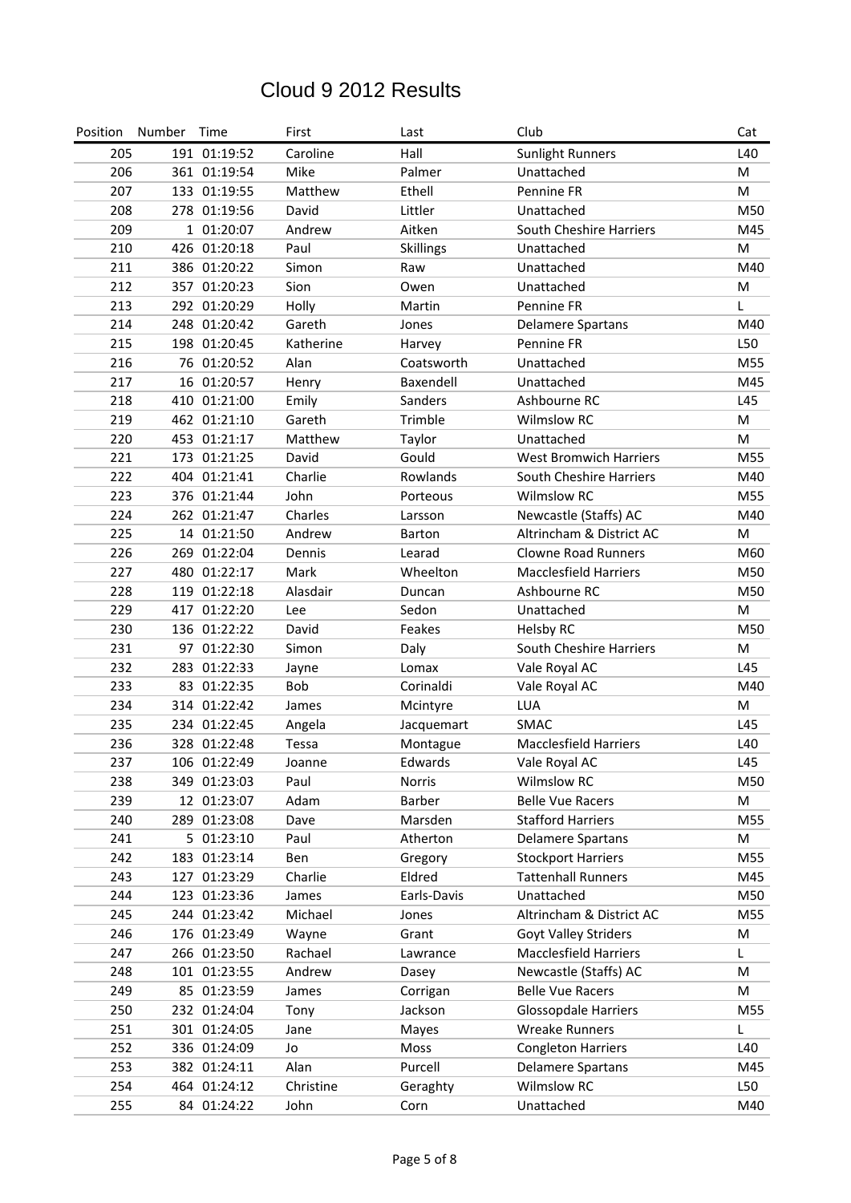# Cloud 9 2012 Results

| Position | Number | Time | First | Last | Club | Cat |
|---|---|---|---|---|---|---|
| 205 | 191 | 01:19:52 | Caroline | Hall | Sunlight Runners | L40 |
| 206 | 361 | 01:19:54 | Mike | Palmer | Unattached | M |
| 207 | 133 | 01:19:55 | Matthew | Ethell | Pennine FR | M |
| 208 | 278 | 01:19:56 | David | Littler | Unattached | M50 |
| 209 | 1 | 01:20:07 | Andrew | Aitken | South Cheshire Harriers | M45 |
| 210 | 426 | 01:20:18 | Paul | Skillings | Unattached | M |
| 211 | 386 | 01:20:22 | Simon | Raw | Unattached | M40 |
| 212 | 357 | 01:20:23 | Sion | Owen | Unattached | M |
| 213 | 292 | 01:20:29 | Holly | Martin | Pennine FR | L |
| 214 | 248 | 01:20:42 | Gareth | Jones | Delamere Spartans | M40 |
| 215 | 198 | 01:20:45 | Katherine | Harvey | Pennine FR | L50 |
| 216 | 76 | 01:20:52 | Alan | Coatsworth | Unattached | M55 |
| 217 | 16 | 01:20:57 | Henry | Baxendell | Unattached | M45 |
| 218 | 410 | 01:21:00 | Emily | Sanders | Ashbourne RC | L45 |
| 219 | 462 | 01:21:10 | Gareth | Trimble | Wilmslow RC | M |
| 220 | 453 | 01:21:17 | Matthew | Taylor | Unattached | M |
| 221 | 173 | 01:21:25 | David | Gould | West Bromwich Harriers | M55 |
| 222 | 404 | 01:21:41 | Charlie | Rowlands | South Cheshire Harriers | M40 |
| 223 | 376 | 01:21:44 | John | Porteous | Wilmslow RC | M55 |
| 224 | 262 | 01:21:47 | Charles | Larsson | Newcastle (Staffs) AC | M40 |
| 225 | 14 | 01:21:50 | Andrew | Barton | Altrincham & District AC | M |
| 226 | 269 | 01:22:04 | Dennis | Learad | Clowne Road Runners | M60 |
| 227 | 480 | 01:22:17 | Mark | Wheelton | Macclesfield Harriers | M50 |
| 228 | 119 | 01:22:18 | Alasdair | Duncan | Ashbourne RC | M50 |
| 229 | 417 | 01:22:20 | Lee | Sedon | Unattached | M |
| 230 | 136 | 01:22:22 | David | Feakes | Helsby RC | M50 |
| 231 | 97 | 01:22:30 | Simon | Daly | South Cheshire Harriers | M |
| 232 | 283 | 01:22:33 | Jayne | Lomax | Vale Royal AC | L45 |
| 233 | 83 | 01:22:35 | Bob | Corinaldi | Vale Royal AC | M40 |
| 234 | 314 | 01:22:42 | James | Mcintyre | LUA | M |
| 235 | 234 | 01:22:45 | Angela | Jacquemart | SMAC | L45 |
| 236 | 328 | 01:22:48 | Tessa | Montague | Macclesfield Harriers | L40 |
| 237 | 106 | 01:22:49 | Joanne | Edwards | Vale Royal AC | L45 |
| 238 | 349 | 01:23:03 | Paul | Norris | Wilmslow RC | M50 |
| 239 | 12 | 01:23:07 | Adam | Barber | Belle Vue Racers | M |
| 240 | 289 | 01:23:08 | Dave | Marsden | Stafford Harriers | M55 |
| 241 | 5 | 01:23:10 | Paul | Atherton | Delamere Spartans | M |
| 242 | 183 | 01:23:14 | Ben | Gregory | Stockport Harriers | M55 |
| 243 | 127 | 01:23:29 | Charlie | Eldred | Tattenhall Runners | M45 |
| 244 | 123 | 01:23:36 | James | Earls-Davis | Unattached | M50 |
| 245 | 244 | 01:23:42 | Michael | Jones | Altrincham & District AC | M55 |
| 246 | 176 | 01:23:49 | Wayne | Grant | Goyt Valley Striders | M |
| 247 | 266 | 01:23:50 | Rachael | Lawrance | Macclesfield Harriers | L |
| 248 | 101 | 01:23:55 | Andrew | Dasey | Newcastle (Staffs) AC | M |
| 249 | 85 | 01:23:59 | James | Corrigan | Belle Vue Racers | M |
| 250 | 232 | 01:24:04 | Tony | Jackson | Glossopdale Harriers | M55 |
| 251 | 301 | 01:24:05 | Jane | Mayes | Wreake Runners | L |
| 252 | 336 | 01:24:09 | Jo | Moss | Congleton Harriers | L40 |
| 253 | 382 | 01:24:11 | Alan | Purcell | Delamere Spartans | M45 |
| 254 | 464 | 01:24:12 | Christine | Geraghty | Wilmslow RC | L50 |
| 255 | 84 | 01:24:22 | John | Corn | Unattached | M40 |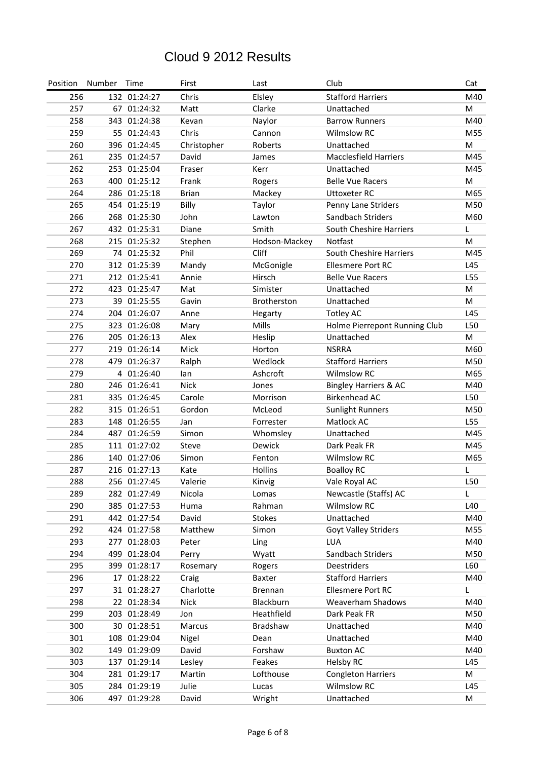# Cloud 9 2012 Results

| Position | Number | Time | First | Last | Club | Cat |
|---|---|---|---|---|---|---|
| 256 | 132 | 01:24:27 | Chris | Elsley | Stafford Harriers | M40 |
| 257 | 67 | 01:24:32 | Matt | Clarke | Unattached | M |
| 258 | 343 | 01:24:38 | Kevan | Naylor | Barrow Runners | M40 |
| 259 | 55 | 01:24:43 | Chris | Cannon | Wilmslow RC | M55 |
| 260 | 396 | 01:24:45 | Christopher | Roberts | Unattached | M |
| 261 | 235 | 01:24:57 | David | James | Macclesfield Harriers | M45 |
| 262 | 253 | 01:25:04 | Fraser | Kerr | Unattached | M45 |
| 263 | 400 | 01:25:12 | Frank | Rogers | Belle Vue Racers | M |
| 264 | 286 | 01:25:18 | Brian | Mackey | Uttoxeter RC | M65 |
| 265 | 454 | 01:25:19 | Billy | Taylor | Penny Lane Striders | M50 |
| 266 | 268 | 01:25:30 | John | Lawton | Sandbach Striders | M60 |
| 267 | 432 | 01:25:31 | Diane | Smith | South Cheshire Harriers | L |
| 268 | 215 | 01:25:32 | Stephen | Hodson-Mackey | Notfast | M |
| 269 | 74 | 01:25:32 | Phil | Cliff | South Cheshire Harriers | M45 |
| 270 | 312 | 01:25:39 | Mandy | McGonigle | Ellesmere Port RC | L45 |
| 271 | 212 | 01:25:41 | Annie | Hirsch | Belle Vue Racers | L55 |
| 272 | 423 | 01:25:47 | Mat | Simister | Unattached | M |
| 273 | 39 | 01:25:55 | Gavin | Brotherston | Unattached | M |
| 274 | 204 | 01:26:07 | Anne | Hegarty | Totley AC | L45 |
| 275 | 323 | 01:26:08 | Mary | Mills | Holme Pierrepont Running Club | L50 |
| 276 | 205 | 01:26:13 | Alex | Heslip | Unattached | M |
| 277 | 219 | 01:26:14 | Mick | Horton | NSRRA | M60 |
| 278 | 479 | 01:26:37 | Ralph | Wedlock | Stafford Harriers | M50 |
| 279 | 4 | 01:26:40 | Ian | Ashcroft | Wilmslow RC | M65 |
| 280 | 246 | 01:26:41 | Nick | Jones | Bingley Harriers & AC | M40 |
| 281 | 335 | 01:26:45 | Carole | Morrison | Birkenhead AC | L50 |
| 282 | 315 | 01:26:51 | Gordon | McLeod | Sunlight Runners | M50 |
| 283 | 148 | 01:26:55 | Jan | Forrester | Matlock AC | L55 |
| 284 | 487 | 01:26:59 | Simon | Whomsley | Unattached | M45 |
| 285 | 111 | 01:27:02 | Steve | Dewick | Dark Peak FR | M45 |
| 286 | 140 | 01:27:06 | Simon | Fenton | Wilmslow RC | M65 |
| 287 | 216 | 01:27:13 | Kate | Hollins | Boalloy RC | L |
| 288 | 256 | 01:27:45 | Valerie | Kinvig | Vale Royal AC | L50 |
| 289 | 282 | 01:27:49 | Nicola | Lomas | Newcastle (Staffs) AC | L |
| 290 | 385 | 01:27:53 | Huma | Rahman | Wilmslow RC | L40 |
| 291 | 442 | 01:27:54 | David | Stokes | Unattached | M40 |
| 292 | 424 | 01:27:58 | Matthew | Simon | Goyt Valley Striders | M55 |
| 293 | 277 | 01:28:03 | Peter | Ling | LUA | M40 |
| 294 | 499 | 01:28:04 | Perry | Wyatt | Sandbach Striders | M50 |
| 295 | 399 | 01:28:17 | Rosemary | Rogers | Deestriders | L60 |
| 296 | 17 | 01:28:22 | Craig | Baxter | Stafford Harriers | M40 |
| 297 | 31 | 01:28:27 | Charlotte | Brennan | Ellesmere Port RC | L |
| 298 | 22 | 01:28:34 | Nick | Blackburn | Weaverham Shadows | M40 |
| 299 | 203 | 01:28:49 | Jon | Heathfield | Dark Peak FR | M50 |
| 300 | 30 | 01:28:51 | Marcus | Bradshaw | Unattached | M40 |
| 301 | 108 | 01:29:04 | Nigel | Dean | Unattached | M40 |
| 302 | 149 | 01:29:09 | David | Forshaw | Buxton AC | M40 |
| 303 | 137 | 01:29:14 | Lesley | Feakes | Helsby RC | L45 |
| 304 | 281 | 01:29:17 | Martin | Lofthouse | Congleton Harriers | M |
| 305 | 284 | 01:29:19 | Julie | Lucas | Wilmslow RC | L45 |
| 306 | 497 | 01:29:28 | David | Wright | Unattached | M |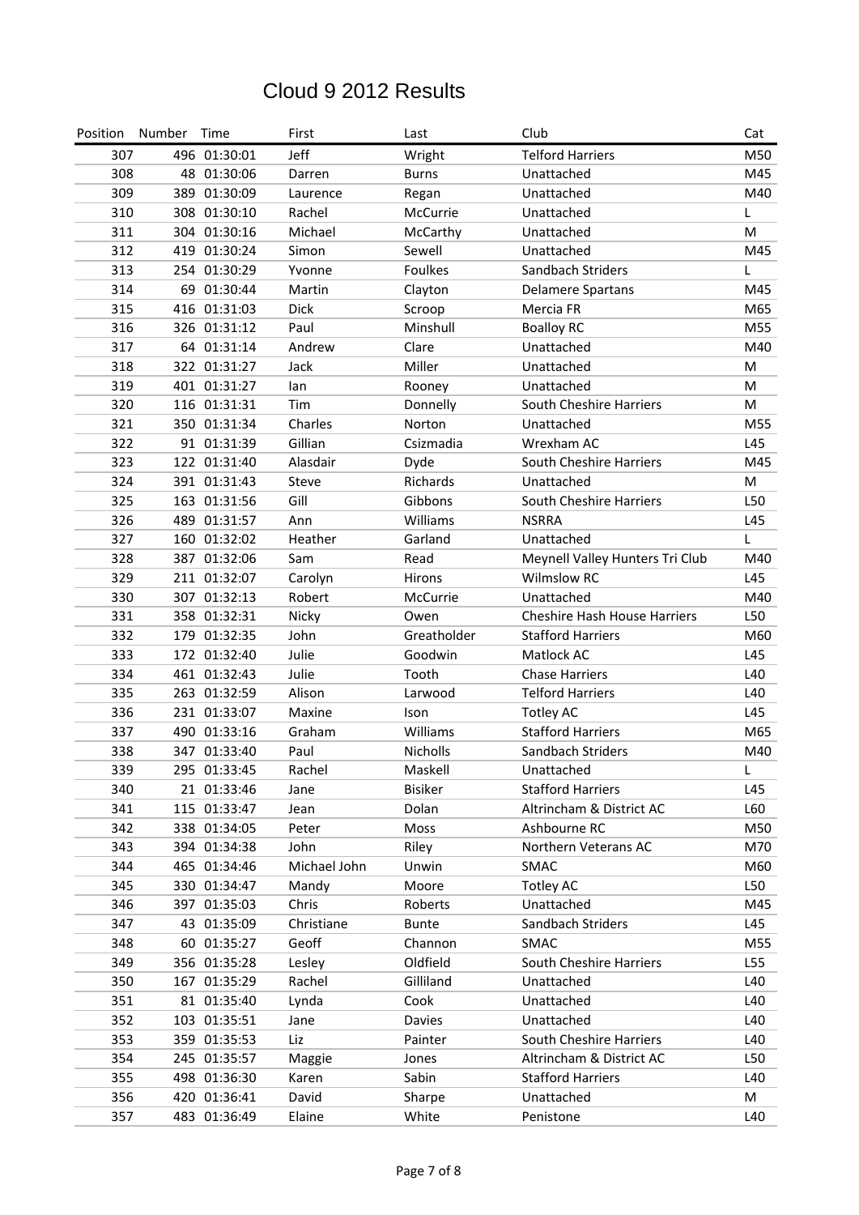# Cloud 9 2012 Results

| Position | Number | Time | First | Last | Club | Cat |
|---|---|---|---|---|---|---|
| 307 | 496 | 01:30:01 | Jeff | Wright | Telford Harriers | M50 |
| 308 | 48 | 01:30:06 | Darren | Burns | Unattached | M45 |
| 309 | 389 | 01:30:09 | Laurence | Regan | Unattached | M40 |
| 310 | 308 | 01:30:10 | Rachel | McCurrie | Unattached | L |
| 311 | 304 | 01:30:16 | Michael | McCarthy | Unattached | M |
| 312 | 419 | 01:30:24 | Simon | Sewell | Unattached | M45 |
| 313 | 254 | 01:30:29 | Yvonne | Foulkes | Sandbach Striders | L |
| 314 | 69 | 01:30:44 | Martin | Clayton | Delamere Spartans | M45 |
| 315 | 416 | 01:31:03 | Dick | Scroop | Mercia FR | M65 |
| 316 | 326 | 01:31:12 | Paul | Minshull | Boalloy RC | M55 |
| 317 | 64 | 01:31:14 | Andrew | Clare | Unattached | M40 |
| 318 | 322 | 01:31:27 | Jack | Miller | Unattached | M |
| 319 | 401 | 01:31:27 | Ian | Rooney | Unattached | M |
| 320 | 116 | 01:31:31 | Tim | Donnelly | South Cheshire Harriers | M |
| 321 | 350 | 01:31:34 | Charles | Norton | Unattached | M55 |
| 322 | 91 | 01:31:39 | Gillian | Csizmadia | Wrexham AC | L45 |
| 323 | 122 | 01:31:40 | Alasdair | Dyde | South Cheshire Harriers | M45 |
| 324 | 391 | 01:31:43 | Steve | Richards | Unattached | M |
| 325 | 163 | 01:31:56 | Gill | Gibbons | South Cheshire Harriers | L50 |
| 326 | 489 | 01:31:57 | Ann | Williams | NSRRA | L45 |
| 327 | 160 | 01:32:02 | Heather | Garland | Unattached | L |
| 328 | 387 | 01:32:06 | Sam | Read | Meynell Valley Hunters Tri Club | M40 |
| 329 | 211 | 01:32:07 | Carolyn | Hirons | Wilmslow RC | L45 |
| 330 | 307 | 01:32:13 | Robert | McCurrie | Unattached | M40 |
| 331 | 358 | 01:32:31 | Nicky | Owen | Cheshire Hash House Harriers | L50 |
| 332 | 179 | 01:32:35 | John | Greatholder | Stafford Harriers | M60 |
| 333 | 172 | 01:32:40 | Julie | Goodwin | Matlock AC | L45 |
| 334 | 461 | 01:32:43 | Julie | Tooth | Chase Harriers | L40 |
| 335 | 263 | 01:32:59 | Alison | Larwood | Telford Harriers | L40 |
| 336 | 231 | 01:33:07 | Maxine | Ison | Totley AC | L45 |
| 337 | 490 | 01:33:16 | Graham | Williams | Stafford Harriers | M65 |
| 338 | 347 | 01:33:40 | Paul | Nicholls | Sandbach Striders | M40 |
| 339 | 295 | 01:33:45 | Rachel | Maskell | Unattached | L |
| 340 | 21 | 01:33:46 | Jane | Bisiker | Stafford Harriers | L45 |
| 341 | 115 | 01:33:47 | Jean | Dolan | Altrincham & District AC | L60 |
| 342 | 338 | 01:34:05 | Peter | Moss | Ashbourne RC | M50 |
| 343 | 394 | 01:34:38 | John | Riley | Northern Veterans AC | M70 |
| 344 | 465 | 01:34:46 | Michael John | Unwin | SMAC | M60 |
| 345 | 330 | 01:34:47 | Mandy | Moore | Totley AC | L50 |
| 346 | 397 | 01:35:03 | Chris | Roberts | Unattached | M45 |
| 347 | 43 | 01:35:09 | Christiane | Bunte | Sandbach Striders | L45 |
| 348 | 60 | 01:35:27 | Geoff | Channon | SMAC | M55 |
| 349 | 356 | 01:35:28 | Lesley | Oldfield | South Cheshire Harriers | L55 |
| 350 | 167 | 01:35:29 | Rachel | Gilliland | Unattached | L40 |
| 351 | 81 | 01:35:40 | Lynda | Cook | Unattached | L40 |
| 352 | 103 | 01:35:51 | Jane | Davies | Unattached | L40 |
| 353 | 359 | 01:35:53 | Liz | Painter | South Cheshire Harriers | L40 |
| 354 | 245 | 01:35:57 | Maggie | Jones | Altrincham & District AC | L50 |
| 355 | 498 | 01:36:30 | Karen | Sabin | Stafford Harriers | L40 |
| 356 | 420 | 01:36:41 | David | Sharpe | Unattached | M |
| 357 | 483 | 01:36:49 | Elaine | White | Penistone | L40 |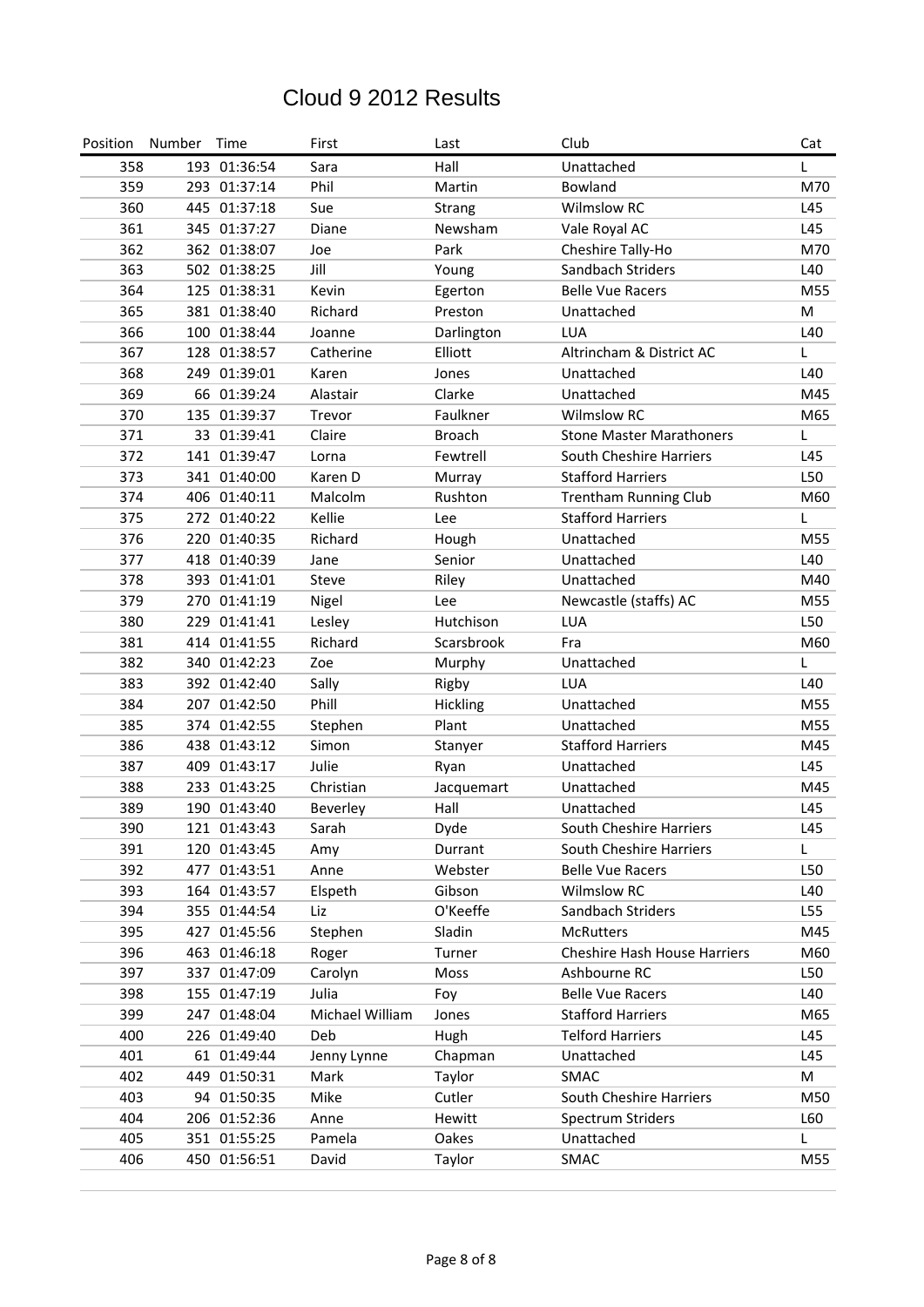# Cloud 9 2012 Results

| Position | Number | Time | First | Last | Club | Cat |
|---|---|---|---|---|---|---|
| 358 | 193 | 01:36:54 | Sara | Hall | Unattached | L |
| 359 | 293 | 01:37:14 | Phil | Martin | Bowland | M70 |
| 360 | 445 | 01:37:18 | Sue | Strang | Wilmslow RC | L45 |
| 361 | 345 | 01:37:27 | Diane | Newsham | Vale Royal AC | L45 |
| 362 | 362 | 01:38:07 | Joe | Park | Cheshire Tally-Ho | M70 |
| 363 | 502 | 01:38:25 | Jill | Young | Sandbach Striders | L40 |
| 364 | 125 | 01:38:31 | Kevin | Egerton | Belle Vue Racers | M55 |
| 365 | 381 | 01:38:40 | Richard | Preston | Unattached | M |
| 366 | 100 | 01:38:44 | Joanne | Darlington | LUA | L40 |
| 367 | 128 | 01:38:57 | Catherine | Elliott | Altrincham & District AC | L |
| 368 | 249 | 01:39:01 | Karen | Jones | Unattached | L40 |
| 369 | 66 | 01:39:24 | Alastair | Clarke | Unattached | M45 |
| 370 | 135 | 01:39:37 | Trevor | Faulkner | Wilmslow RC | M65 |
| 371 | 33 | 01:39:41 | Claire | Broach | Stone Master Marathoners | L |
| 372 | 141 | 01:39:47 | Lorna | Fewtrell | South Cheshire Harriers | L45 |
| 373 | 341 | 01:40:00 | Karen D | Murray | Stafford Harriers | L50 |
| 374 | 406 | 01:40:11 | Malcolm | Rushton | Trentham Running Club | M60 |
| 375 | 272 | 01:40:22 | Kellie | Lee | Stafford Harriers | L |
| 376 | 220 | 01:40:35 | Richard | Hough | Unattached | M55 |
| 377 | 418 | 01:40:39 | Jane | Senior | Unattached | L40 |
| 378 | 393 | 01:41:01 | Steve | Riley | Unattached | M40 |
| 379 | 270 | 01:41:19 | Nigel | Lee | Newcastle (staffs) AC | M55 |
| 380 | 229 | 01:41:41 | Lesley | Hutchison | LUA | L50 |
| 381 | 414 | 01:41:55 | Richard | Scarsbrook | Fra | M60 |
| 382 | 340 | 01:42:23 | Zoe | Murphy | Unattached | L |
| 383 | 392 | 01:42:40 | Sally | Rigby | LUA | L40 |
| 384 | 207 | 01:42:50 | Phill | Hickling | Unattached | M55 |
| 385 | 374 | 01:42:55 | Stephen | Plant | Unattached | M55 |
| 386 | 438 | 01:43:12 | Simon | Stanyer | Stafford Harriers | M45 |
| 387 | 409 | 01:43:17 | Julie | Ryan | Unattached | L45 |
| 388 | 233 | 01:43:25 | Christian | Jacquemart | Unattached | M45 |
| 389 | 190 | 01:43:40 | Beverley | Hall | Unattached | L45 |
| 390 | 121 | 01:43:43 | Sarah | Dyde | South Cheshire Harriers | L45 |
| 391 | 120 | 01:43:45 | Amy | Durrant | South Cheshire Harriers | L |
| 392 | 477 | 01:43:51 | Anne | Webster | Belle Vue Racers | L50 |
| 393 | 164 | 01:43:57 | Elspeth | Gibson | Wilmslow RC | L40 |
| 394 | 355 | 01:44:54 | Liz | O'Keeffe | Sandbach Striders | L55 |
| 395 | 427 | 01:45:56 | Stephen | Sladin | McRutters | M45 |
| 396 | 463 | 01:46:18 | Roger | Turner | Cheshire Hash House Harriers | M60 |
| 397 | 337 | 01:47:09 | Carolyn | Moss | Ashbourne RC | L50 |
| 398 | 155 | 01:47:19 | Julia | Foy | Belle Vue Racers | L40 |
| 399 | 247 | 01:48:04 | Michael William | Jones | Stafford Harriers | M65 |
| 400 | 226 | 01:49:40 | Deb | Hugh | Telford Harriers | L45 |
| 401 | 61 | 01:49:44 | Jenny Lynne | Chapman | Unattached | L45 |
| 402 | 449 | 01:50:31 | Mark | Taylor | SMAC | M |
| 403 | 94 | 01:50:35 | Mike | Cutler | South Cheshire Harriers | M50 |
| 404 | 206 | 01:52:36 | Anne | Hewitt | Spectrum Striders | L60 |
| 405 | 351 | 01:55:25 | Pamela | Oakes | Unattached | L |
| 406 | 450 | 01:56:51 | David | Taylor | SMAC | M55 |